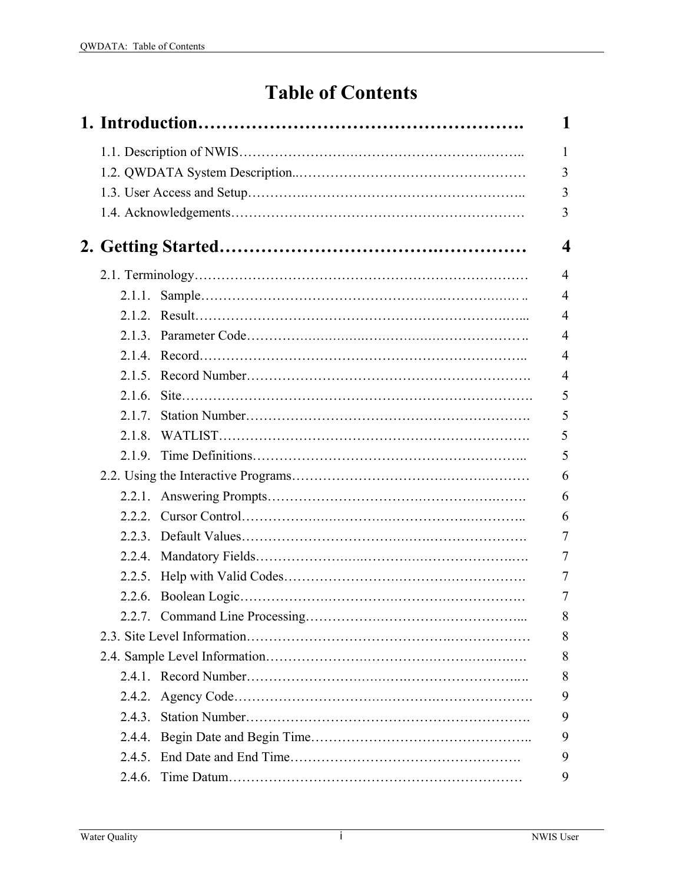# Table of Contents

## 1. Introduction………………………………………………. 1

1.1. Description of NWIS……………………………………………………….. 1

1.2. QWDATA System Description..…………………………………………… 3

1.3. User Access and Setup………….……………………………………….. 3

1.4. Acknowledgements……………………………………………………… 3

## 2. Getting Started……………………………….…………… 4

2.1. Terminology……………………………………………………………… 4

- 2.1.1. Sample………………………………………….….……….…. .. 4
- 2.1.2. Result……………………………………………………….….... 4
- 2.1.3. Parameter Code………….……….…….…….……………….. 4
- 2.1.4. Record……………………………………………………………. 4
- 2.1.5. Record Number………………………………………………. 4
- 2.1.6. Site………………………………………………………………. 5
- 2.1.7. Station Number………………………………………………. 5
- 2.1.8. WATLIST……………………………………………………. 5
- 2.1.9. Time Definitions……………………………………………….. 5

2.2. Using the Interactive Programs………………………….………………… 6

- 2.2.1. Answering Prompts……………………….………….….……. 6
- 2.2.2. Cursor Control……………….……….……………..………….. 6
- 2.2.3. Default Values…………………………….….………………. 7
- 2.2.4. Mandatory Fields…………………...……….……………….…. 7
- 2.2.5. Help with Valid Codes……………………………….………. 7
- 2.2.6. Boolean Logic…………….…………….……….……………. 7
- 2.2.7. Command Line Processing…………….…………….……….... 8

2.3. Site Level Information……………………………………..……………… 8

2.4. Sample Level Information……………………………….……….….…. 8

- 2.4.1. Record Number……………………….….…………………….. 8
- 2.4.2. Agency Code…………………………….……….…………….. 9
- 2.4.3. Station Number………………………………………………. 9
- 2.4.4. Begin Date and Begin Time………………………………….. 9
- 2.4.5. End Date and End Time……………………………………. 9
- 2.4.6. Time Datum………………………………………………… 9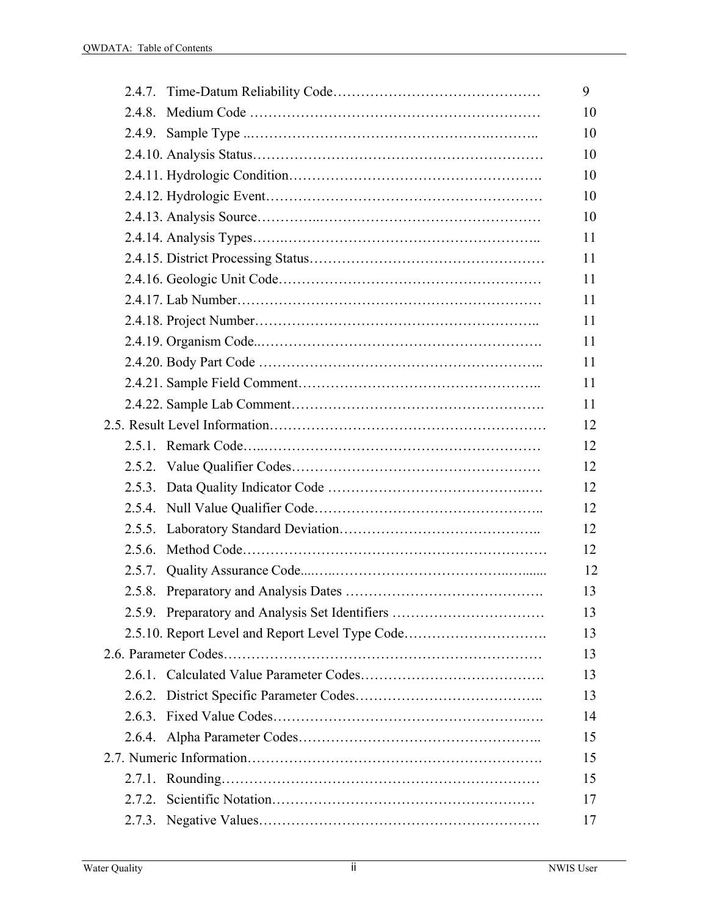| | | |
|---|---|---|
| 2.4.7. | Time-Datum Reliability Code……………………………………… | 9 |
| 2.4.8. | Medium Code …………………………………………………… | 10 |
| 2.4.9. | Sample Type ..………………………………………….……….. | 10 |
| 2.4.10. | Analysis Status……………………………………………………. | 10 |
| 2.4.11. | Hydrologic Condition……………………………………………. | 10 |
| 2.4.12. | Hydrologic Event…………………………………………………. | 10 |
| 2.4.13. | Analysis Source…………..………………………………………… | 10 |
| 2.4.14. | Analysis Types…….……………………………………………….. | 11 |
| 2.4.15. | District Processing Status…………………………………………. | 11 |
| 2.4.16. | Geologic Unit Code………………….……………….…………… | 11 |
| 2.4.17. | Lab Number……………………………………………………… | 11 |
| 2.4.18. | Project Number…………………………………………………….. | 11 |
| 2.4.19. | Organism Code..…………………………………………………. | 11 |
| 2.4.20. | Body Part Code ………………………………………………….. | 11 |
| 2.4.21. | Sample Field Comment…………………………………………….. | 11 |
| 2.4.22. | Sample Lab Comment……………………………………………. | 11 |
| 2.5. | Result Level Information…………………………………………………… | 12 |
| 2.5.1. | Remark Code…..…………………………………………………… | 12 |
| 2.5.2. | Value Qualifier Codes……………………………………………… | 12 |
| 2.5.3. | Data Quality Indicator Code ……………………………………..…. | 12 |
| 2.5.4. | Null Value Qualifier Code………………………………………….. | 12 |
| 2.5.5. | Laboratory Standard Deviation…………………………………….. | 12 |
| 2.5.6. | Method Code……………………………………………………… | 12 |
| 2.5.7. | Quality Assurance Code....…..………………………………..…...... | 12 |
| 2.5.8. | Preparatory and Analysis Dates ……………………………………. | 13 |
| 2.5.9. | Preparatory and Analysis Set Identifiers …………………………… | 13 |
| 2.5.10. | Report Level and Report Level Type Code…………………………. | 13 |
| 2.6. | Parameter Codes…………………………………………………………… | 13 |
| 2.6.1. | Calculated Value Parameter Codes…………………………………. | 13 |
| 2.6.2. | District Specific Parameter Codes………………………………….. | 13 |
| 2.6.3. | Fixed Value Codes…………………………………………….……. | 14 |
| 2.6.4. | Alpha Parameter Codes…………………………………………….. | 15 |
| 2.7. | Numeric Information………………………………………………………. | 15 |
| 2.7.1. | Rounding………………………………………………………… | 15 |
| 2.7.2. | Scientific Notation………………………………………………… | 17 |
| 2.7.3. | Negative Values…………………………………………………. | 17 |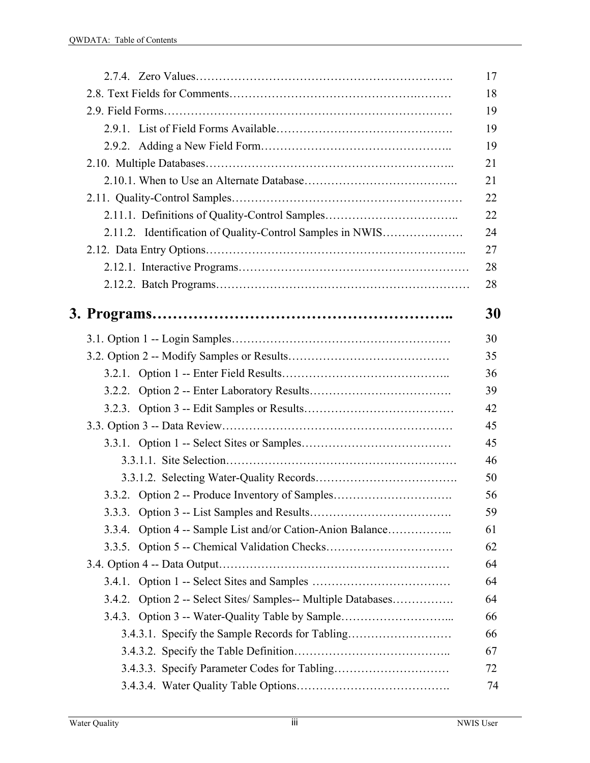2.7.4. Zero Values……………………………………………………………. 17

2.8. Text Fields for Comments……………………………………………………… 18

2.9. Field Forms……………………………………………………………………… 19

2.9.1. List of Field Forms Available………………………………………. 19

2.9.2. Adding a New Field Form………………………………………….. 19

2.10. Multiple Databases…………………………………………………….. 21

2.10.1. When to Use an Alternate Database…………………………………. 21

2.11. Quality-Control Samples…………………………………………………… 22

2.11.1. Definitions of Quality-Control Samples…………………………….. 22

2.11.2. Identification of Quality-Control Samples in NWIS………………… 24

2.12. Data Entry Options……………………………………………………….. 27

2.12.1. Interactive Programs…………………………………………………… 28

2.12.2. Batch Programs………………………………………………………… 28

# 3. Programs……………………………………………….. 30

3.1. Option 1 -- Login Samples………………………………………………… 30

3.2. Option 2 -- Modify Samples or Results…………………………………… 35

3.2.1. Option 1 -- Enter Field Results…………………………………….. 36

3.2.2. Option 2 -- Enter Laboratory Results………………………………. 39

3.2.3. Option 3 -- Edit Samples or Results………………………………… 42

3.3. Option 3 -- Data Review…………………………………………………… 45

3.3.1. Option 1 -- Select Sites or Samples………………………………… 45

3.3.1.1. Site Selection…………………………………………………… 46

3.3.1.2. Selecting Water-Quality Records………………………………. 50

3.3.2. Option 2 -- Produce Inventory of Samples…………………………. 56

3.3.3. Option 3 -- List Samples and Results………………………………. 59

3.3.4. Option 4 -- Sample List and/or Cation-Anion Balance…………….. 61

3.3.5. Option 5 -- Chemical Validation Checks…………………………… 62

3.4. Option 4 -- Data Output…………………………………………………… 64

3.4.1. Option 1 -- Select Sites and Samples ……………………………… 64

3.4.2. Option 2 -- Select Sites/ Samples-- Multiple Databases……………. 64

3.4.3. Option 3 -- Water-Quality Table by Sample………………………... 66

3.4.3.1. Specify the Sample Records for Tabling……………………… 66

3.4.3.2. Specify the Table Definition………………………………….. 67

3.4.3.3. Specify Parameter Codes for Tabling………………………… 72

3.4.3.4. Water Quality Table Options…………………………………. 74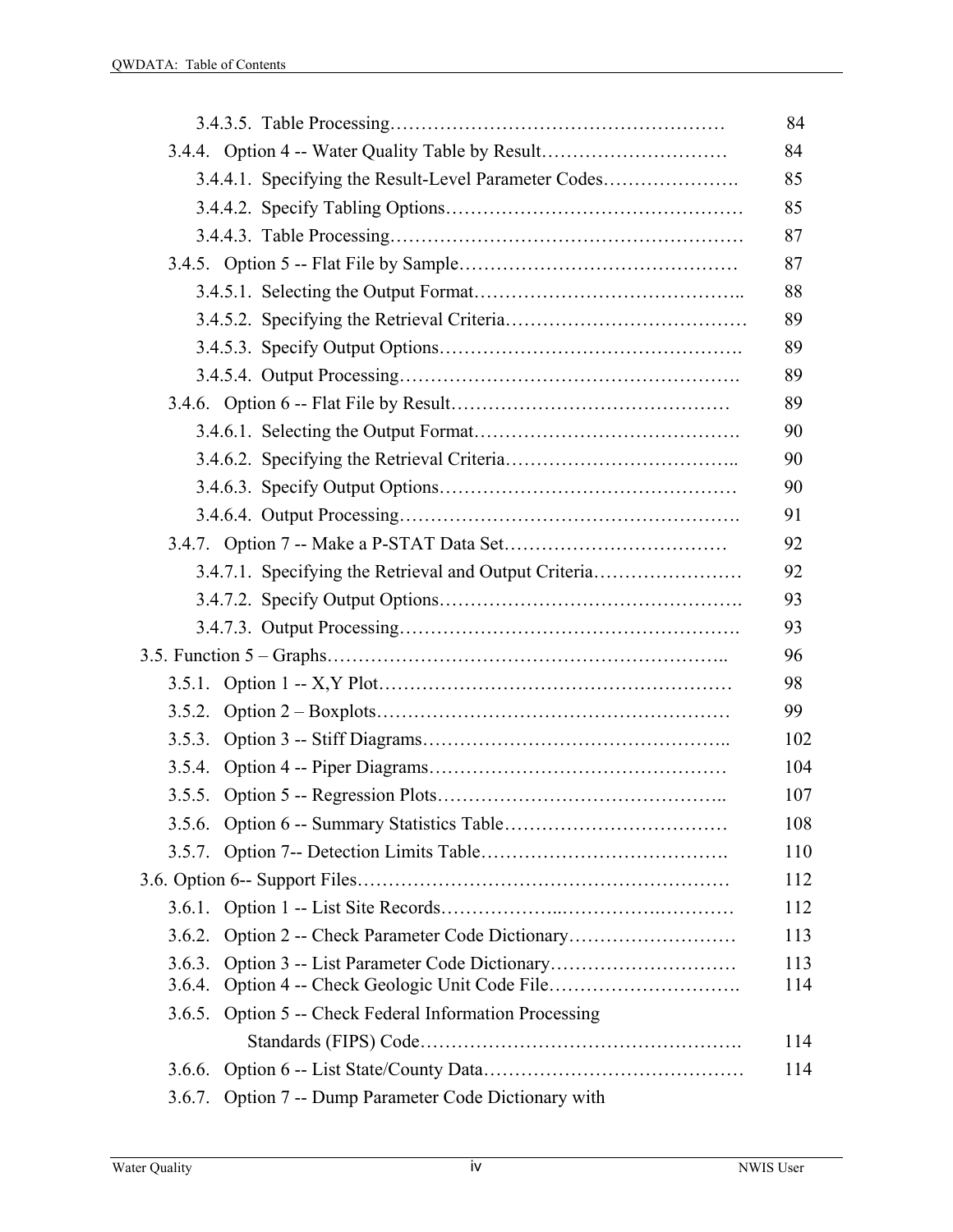3.4.3.5. Table Processing ........................................................ 84

3.4.4. Option 4 -- Water Quality Table by Result ........................ 84

3.4.4.1. Specifying the Result-Level Parameter Codes ................. 85

3.4.4.2. Specify Tabling Options ................................................ 85

3.4.4.3. Table Processing ........................................................ 87

3.4.5. Option 5 -- Flat File by Sample ............................................ 87

3.4.5.1. Selecting the Output Format ........................................ 88

3.4.5.2. Specifying the Retrieval Criteria .................................... 89

3.4.5.3. Specify Output Options ................................................ 89

3.4.5.4. Output Processing ........................................................ 89

3.4.6. Option 6 -- Flat File by Result ............................................ 89

3.4.6.1. Selecting the Output Format ........................................ 90

3.4.6.2. Specifying the Retrieval Criteria .................................... 90

3.4.6.3. Specify Output Options ................................................ 90

3.4.6.4. Output Processing ........................................................ 91

3.4.7. Option 7 -- Make a P-STAT Data Set ................................... 92

3.4.7.1. Specifying the Retrieval and Output Criteria .................. 92

3.4.7.2. Specify Output Options ................................................ 93

3.4.7.3. Output Processing ........................................................ 93

3.5. Function 5 – Graphs ............................................................ 96

3.5.1. Option 1 -- X,Y Plot ............................................................ 98

3.5.2. Option 2 – Boxplots ............................................................ 99

3.5.3. Option 3 -- Stiff Diagrams .................................................. 102

3.5.4. Option 4 -- Piper Diagrams ................................................ 104

3.5.5. Option 5 -- Regression Plots .............................................. 107

3.5.6. Option 6 -- Summary Statistics Table ................................... 108

3.5.7. Option 7-- Detection Limits Table ....................................... 110

3.6. Option 6-- Support Files ......................................................... 112

3.6.1. Option 1 -- List Site Records ............................................... 112

3.6.2. Option 2 -- Check Parameter Code Dictionary ....................... 113

3.6.3. Option 3 -- List Parameter Code Dictionary .......................... 113

3.6.4. Option 4 -- Check Geologic Unit Code File ........................... 114

3.6.5. Option 5 -- Check Federal Information Processing Standards (FIPS) Code ................................................ 114

3.6.6. Option 6 -- List State/County Data ....................................... 114

3.6.7. Option 7 -- Dump Parameter Code Dictionary with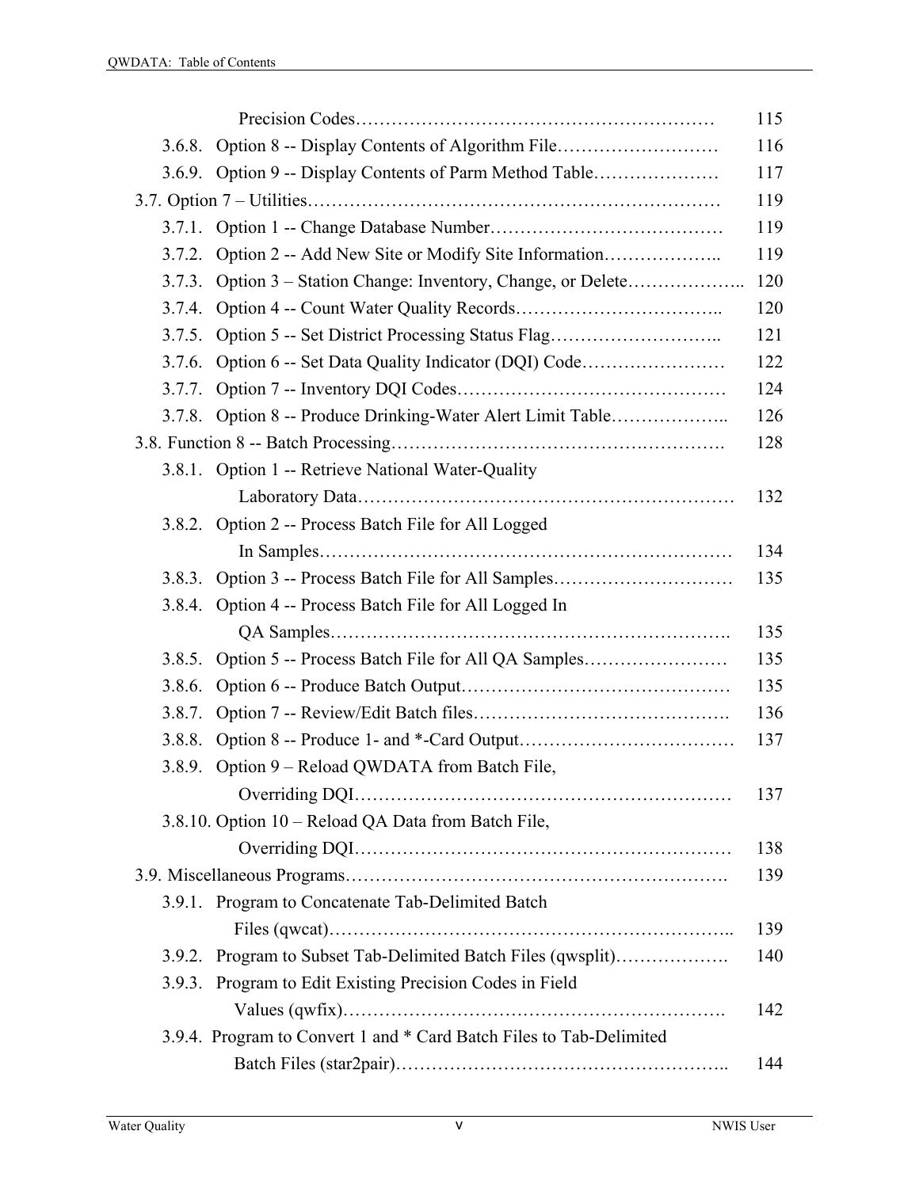| | |
|---|---|
| Precision Codes | 115 |
| 3.6.8. Option 8 -- Display Contents of Algorithm File | 116 |
| 3.6.9. Option 9 -- Display Contents of Parm Method Table | 117 |
| 3.7. Option 7 – Utilities | 119 |
| 3.7.1. Option 1 -- Change Database Number | 119 |
| 3.7.2. Option 2 -- Add New Site or Modify Site Information | 119 |
| 3.7.3. Option 3 – Station Change: Inventory, Change, or Delete | 120 |
| 3.7.4. Option 4 -- Count Water Quality Records | 120 |
| 3.7.5. Option 5 -- Set District Processing Status Flag | 121 |
| 3.7.6. Option 6 -- Set Data Quality Indicator (DQI) Code | 122 |
| 3.7.7. Option 7 -- Inventory DQI Codes | 124 |
| 3.7.8. Option 8 -- Produce Drinking-Water Alert Limit Table | 126 |
| 3.8. Function 8 -- Batch Processing | 128 |
| 3.8.1. Option 1 -- Retrieve National Water-Quality Laboratory Data | 132 |
| 3.8.2. Option 2 -- Process Batch File for All Logged In Samples | 134 |
| 3.8.3. Option 3 -- Process Batch File for All Samples | 135 |
| 3.8.4. Option 4 -- Process Batch File for All Logged In QA Samples | 135 |
| 3.8.5. Option 5 -- Process Batch File for All QA Samples | 135 |
| 3.8.6. Option 6 -- Produce Batch Output | 135 |
| 3.8.7. Option 7 -- Review/Edit Batch files | 136 |
| 3.8.8. Option 8 -- Produce 1- and *-Card Output | 137 |
| 3.8.9. Option 9 – Reload QWDATA from Batch File, Overriding DQI | 137 |
| 3.8.10. Option 10 – Reload QA Data from Batch File, Overriding DQI | 138 |
| 3.9. Miscellaneous Programs | 139 |
| 3.9.1. Program to Concatenate Tab-Delimited Batch Files (qwcat) | 139 |
| 3.9.2. Program to Subset Tab-Delimited Batch Files (qwsplit) | 140 |
| 3.9.3. Program to Edit Existing Precision Codes in Field Values (qwfix) | 142 |
| 3.9.4. Program to Convert 1 and * Card Batch Files to Tab-Delimited Batch Files (star2pair) | 144 |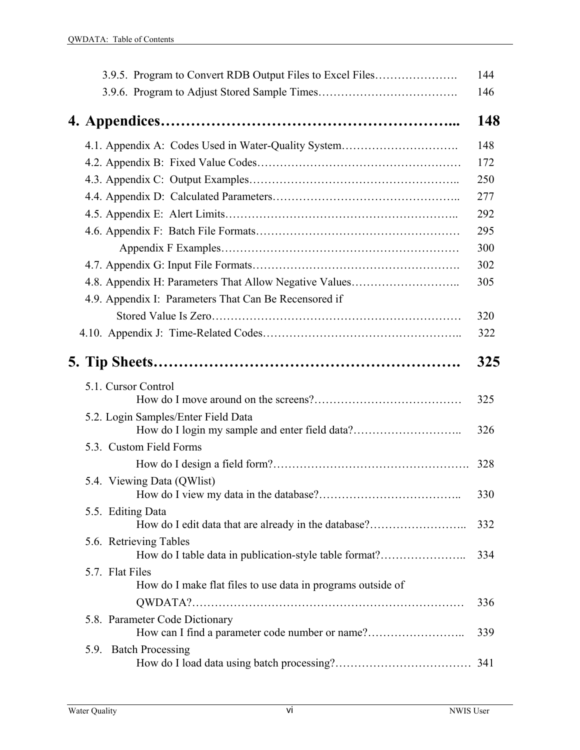3.9.5. Program to Convert RDB Output Files to Excel Files…………………. 144

3.9.6. Program to Adjust Stored Sample Times………………………………. 146

# 4. Appendices…………………………………………………... 148

4.1. Appendix A: Codes Used in Water-Quality System…………………………. 148

4.2. Appendix B: Fixed Value Codes……………………………………………… 172

4.3. Appendix C: Output Examples……………………………………………….. 250

4.4. Appendix D: Calculated Parameters………………………………………….. 277

4.5. Appendix E: Alert Limits…………………………………………………….. 292

4.6. Appendix F: Batch File Formats……………………………………………… 295

Appendix F Examples……………………………………………………… 300

4.7. Appendix G: Input File Formats………………………………………………. 302

4.8. Appendix H: Parameters That Allow Negative Values……………………….. 305

4.9. Appendix I: Parameters That Can Be Recensored if Stored Value Is Zero………………………………………………………… 320

4.10. Appendix J: Time-Related Codes…………………………………………….. 322

# 5. Tip Sheets……………………………………………………. 325

5.1. Cursor Control
How do I move around on the screens?………………………………… 325

5.2. Login Samples/Enter Field Data
How do I login my sample and enter field data?……………………….. 326

5.3. Custom Field Forms
How do I design a field form?…………………………………………. 328

5.4. Viewing Data (QWlist)
How do I view my data in the database?……………………………….. 330

5.5. Editing Data
How do I edit data that are already in the database?…………………….. 332

5.6. Retrieving Tables
How do I table data in publication-style table format?………………….. 334

5.7. Flat Files
How do I make flat files to use data in programs outside of QWDATA?……………………………………………………………… 336

5.8. Parameter Code Dictionary
How can I find a parameter code number or name?…………………….. 339

5.9. Batch Processing
How do I load data using batch processing?……………………………… 341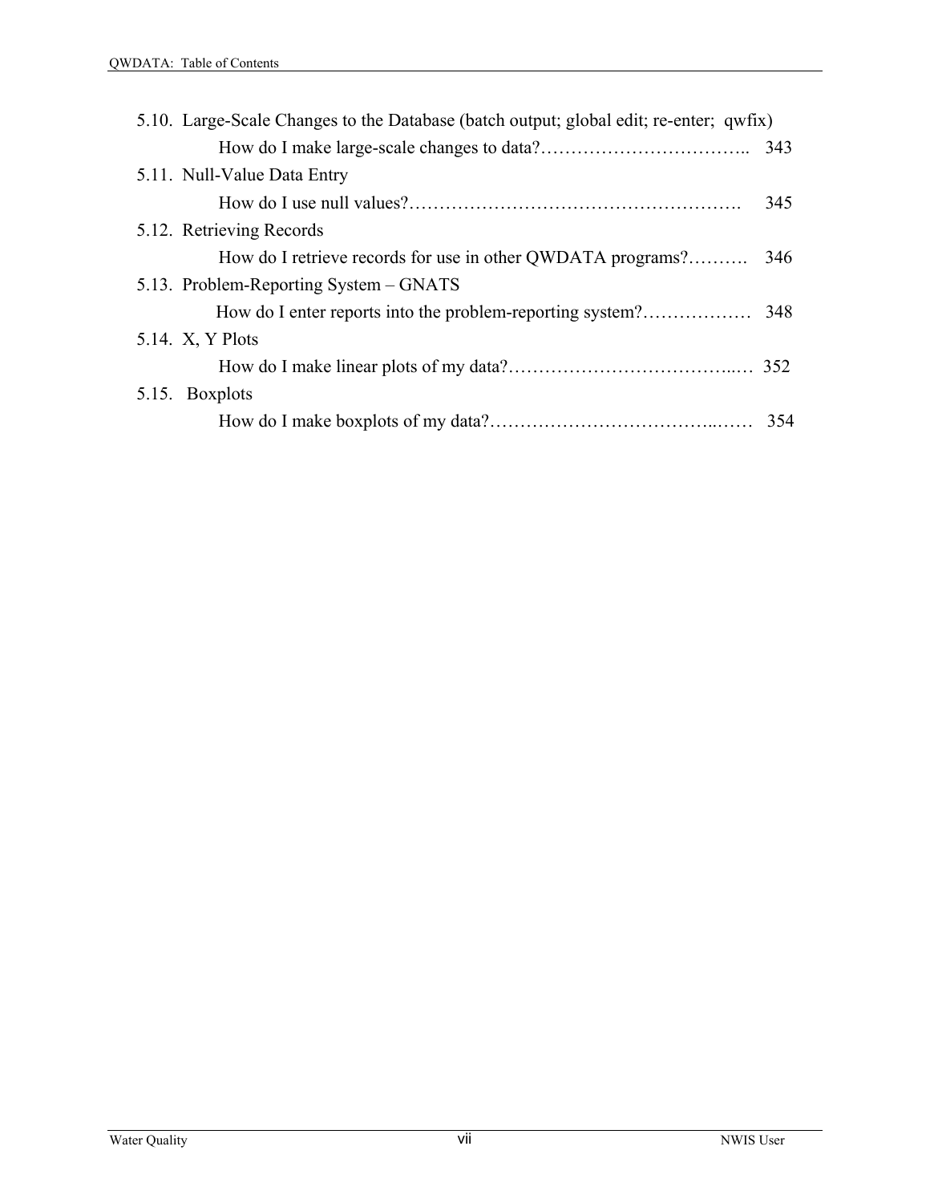5.10. Large-Scale Changes to the Database (batch output; global edit; re-enter; qwfix)

How do I make large-scale changes to data?…………………………….. 343

5.11. Null-Value Data Entry

How do I use null values?………………………………………………. 345

5.12. Retrieving Records

How do I retrieve records for use in other QWDATA programs?………. 346

5.13. Problem-Reporting System – GNATS

How do I enter reports into the problem-reporting system?……………… 348

5.14. X, Y Plots

How do I make linear plots of my data?…………………………….…... 352

5.15. Boxplots

How do I make boxplots of my data?……………………………...…… 354